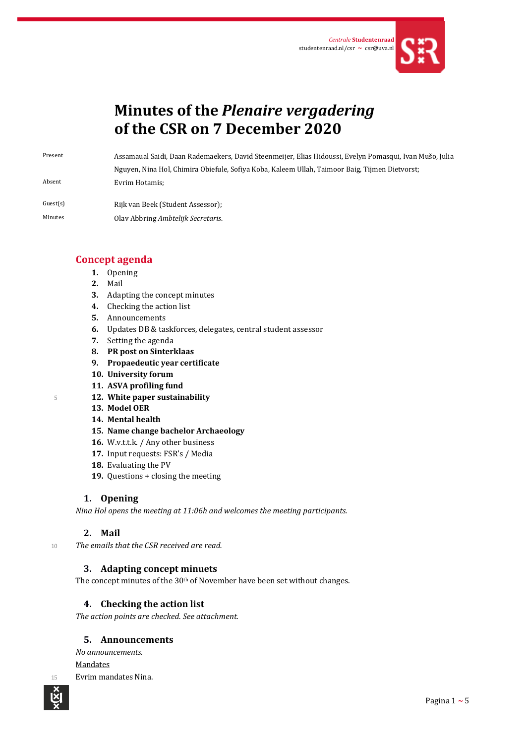Centrale Studentenraad
studentenraad.nl/csr ~ csr@uva.nl

# Minutes of the *Plenaire vergadering* of the CSR on 7 December 2020

| | |
|---|---|
| Present | Assamaual Saidi, Daan Rademaekers, David Steenmeijer, Elias Hidoussi, Evelyn Pomasqui, Ivan Mušo, Julia Nguyen, Nina Hol, Chimira Obiefule, Sofiya Koba, Kaleem Ullah, Taimoor Baig, Tijmen Dietvorst; |
| Absent | Evrim Hotamis; |
| Guest(s) | Rijk van Beek (Student Assessor); |
| Minutes | Olav Abbring *Ambtelijk Secretaris*. |

## Concept agenda

1. Opening
2. Mail
3. Adapting the concept minutes
4. Checking the action list
5. Announcements
6. Updates DB & taskforces, delegates, central student assessor
7. Setting the agenda
8. **PR post on Sinterklaas**
9. **Propaedeutic year certificate**
10. **University forum**
11. **ASVA profiling fund**
12. **White paper sustainability**
13. **Model OER**
14. **Mental health**
15. **Name change bachelor Archaeology**
16. W.v.t.t.k. / Any other business
17. Input requests: FSR's / Media
18. Evaluating the PV
19. Questions + closing the meeting

### 1. Opening

*Nina Hol opens the meeting at 11:06h and welcomes the meeting participants.*

### 2. Mail

*The emails that the CSR received are read.*

### 3. Adapting concept minuets

The concept minutes of the 30th of November have been set without changes.

### 4. Checking the action list

*The action points are checked. See attachment.*

### 5. Announcements

*No announcements.*

Mandates

Evrim mandates Nina.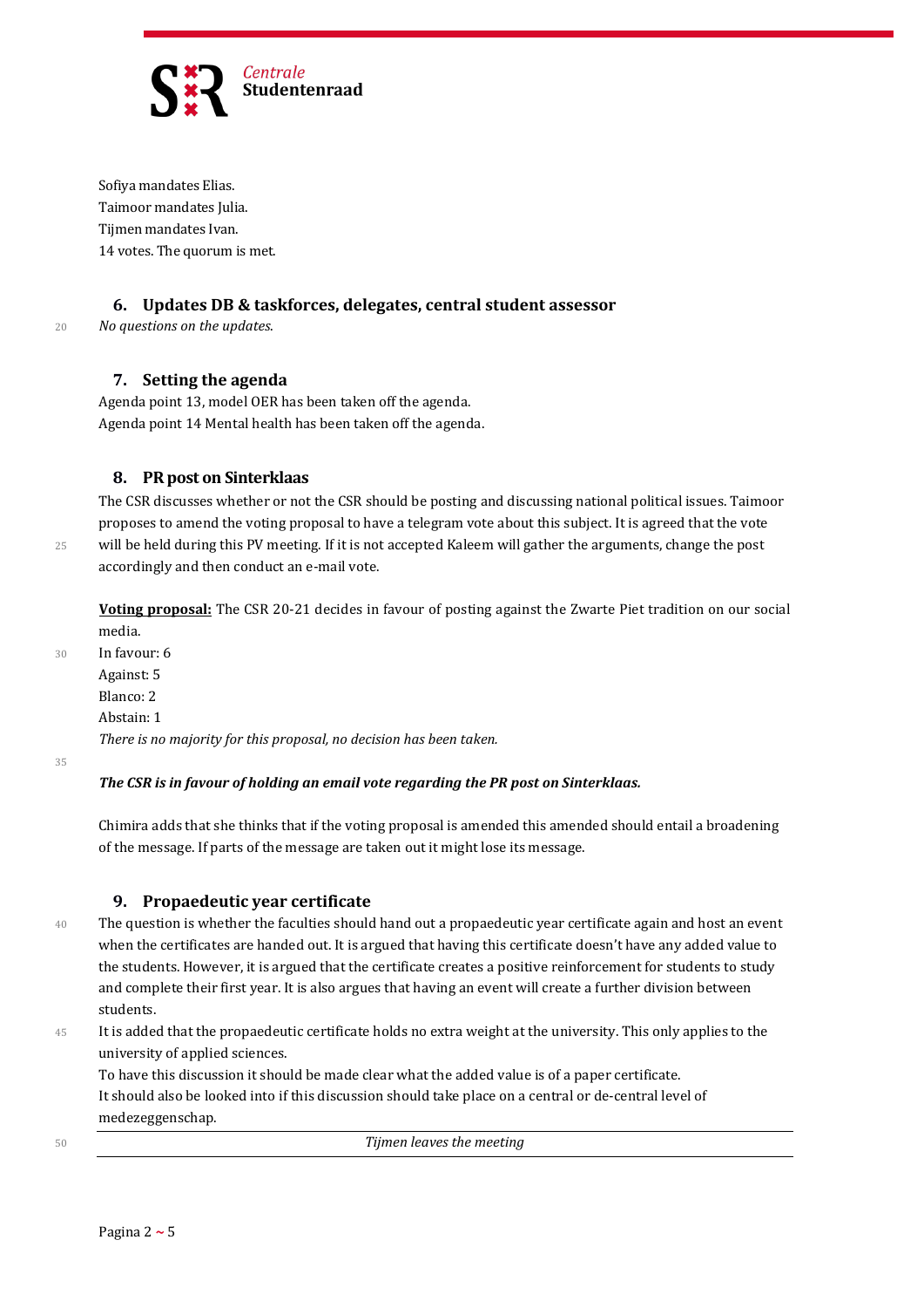Sofiya mandates Elias.
Taimoor mandates Julia.
Tijmen mandates Ivan.
14 votes. The quorum is met.

## 6. Updates DB & taskforces, delegates, central student assessor

*No questions on the updates.*

## 7. Setting the agenda

Agenda point 13, model OER has been taken off the agenda.
Agenda point 14 Mental health has been taken off the agenda.

## 8. PR post on Sinterklaas

The CSR discusses whether or not the CSR should be posting and discussing national political issues. Taimoor proposes to amend the voting proposal to have a telegram vote about this subject. It is agreed that the vote will be held during this PV meeting. If it is not accepted Kaleem will gather the arguments, change the post accordingly and then conduct an e-mail vote.

**Voting proposal:** The CSR 20-21 decides in favour of posting against the Zwarte Piet tradition on our social media.
In favour: 6
Against: 5
Blanco: 2
Abstain: 1
*There is no majority for this proposal, no decision has been taken.*

***The CSR is in favour of holding an email vote regarding the PR post on Sinterklaas.***

Chimira adds that she thinks that if the voting proposal is amended this amended should entail a broadening of the message. If parts of the message are taken out it might lose its message.

## 9. Propaedeutic year certificate

The question is whether the faculties should hand out a propaedeutic year certificate again and host an event when the certificates are handed out. It is argued that having this certificate doesn't have any added value to the students. However, it is argued that the certificate creates a positive reinforcement for students to study and complete their first year. It is also argues that having an event will create a further division between students.
It is added that the propaedeutic certificate holds no extra weight at the university. This only applies to the university of applied sciences.
To have this discussion it should be made clear what the added value is of a paper certificate.
It should also be looked into if this discussion should take place on a central or de-central level of medezeggenschap.

---

*Tijmen leaves the meeting*

---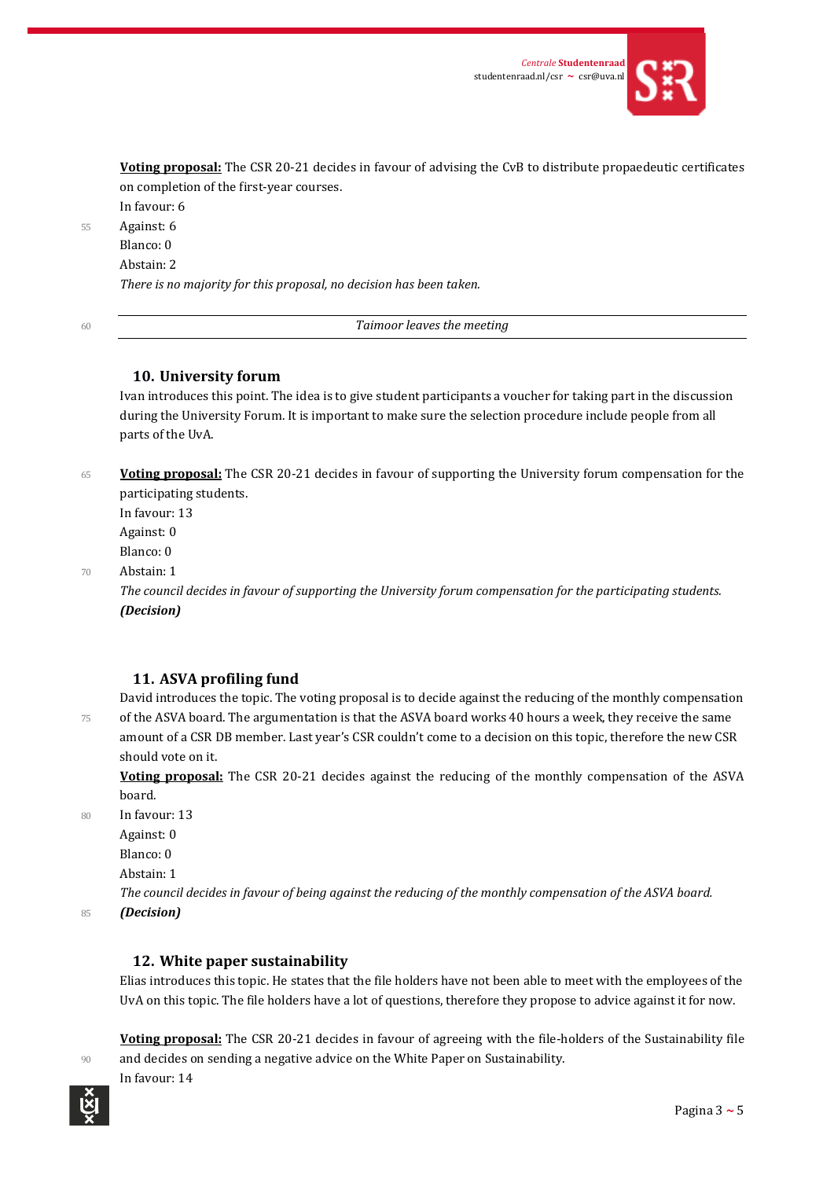**Voting proposal:** The CSR 20-21 decides in favour of advising the CvB to distribute propaedeutic certificates on completion of the first-year courses.
In favour: 6
Against: 6
Blanco: 0
Abstain: 2
*There is no majority for this proposal, no decision has been taken.*

---

*Taimoor leaves the meeting*

---

## 10. University forum

Ivan introduces this point. The idea is to give student participants a voucher for taking part in the discussion during the University Forum. It is important to make sure the selection procedure include people from all parts of the UvA.

**Voting proposal:** The CSR 20-21 decides in favour of supporting the University forum compensation for the participating students.
In favour: 13
Against: 0
Blanco: 0
Abstain: 1
*The council decides in favour of supporting the University forum compensation for the participating students.* ***(Decision)***

## 11. ASVA profiling fund

David introduces the topic. The voting proposal is to decide against the reducing of the monthly compensation of the ASVA board. The argumentation is that the ASVA board works 40 hours a week, they receive the same amount of a CSR DB member. Last year's CSR couldn't come to a decision on this topic, therefore the new CSR should vote on it.

**Voting proposal:** The CSR 20-21 decides against the reducing of the monthly compensation of the ASVA board.
In favour: 13
Against: 0
Blanco: 0
Abstain: 1
*The council decides in favour of being against the reducing of the monthly compensation of the ASVA board.* ***(Decision)***

## 12. White paper sustainability

Elias introduces this topic. He states that the file holders have not been able to meet with the employees of the UvA on this topic. The file holders have a lot of questions, therefore they propose to advice against it for now.

**Voting proposal:** The CSR 20-21 decides in favour of agreeing with the file-holders of the Sustainability file and decides on sending a negative advice on the White Paper on Sustainability.
In favour: 14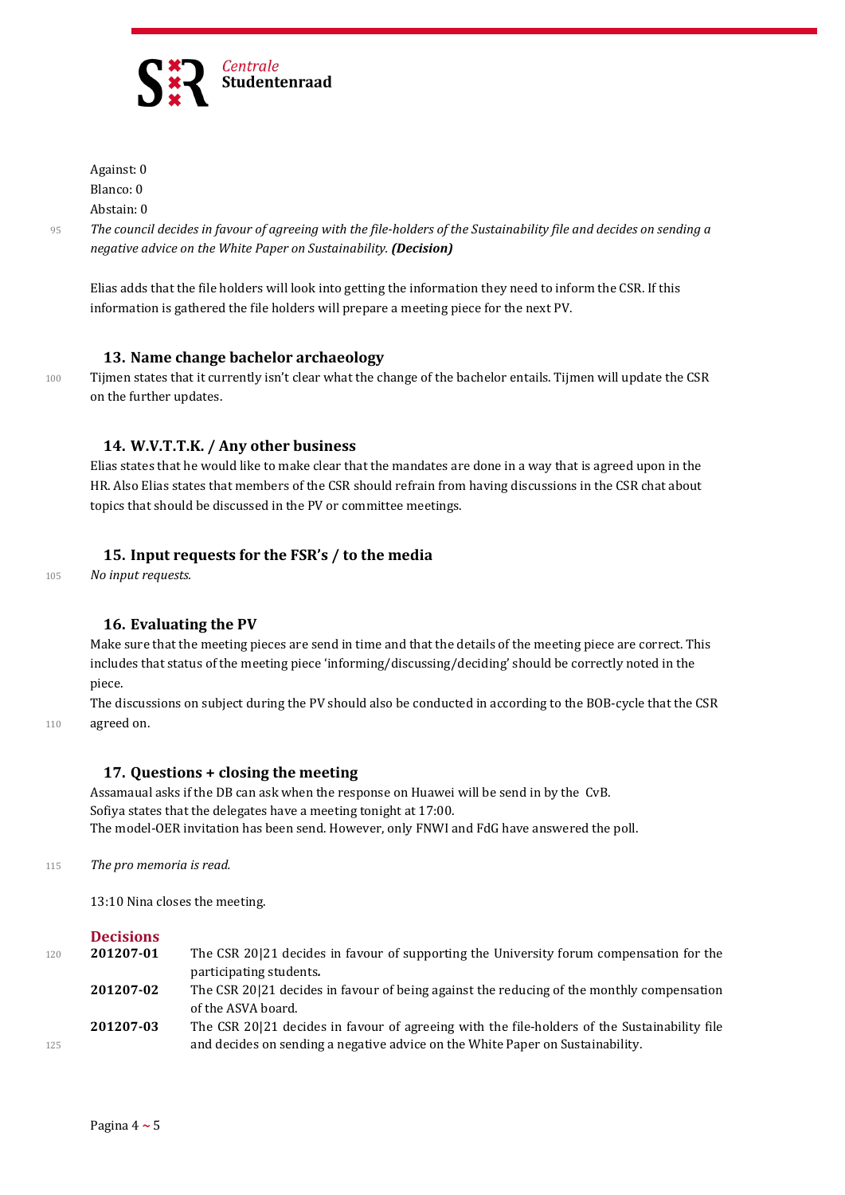Against: 0
Blanco: 0
Abstain: 0

*The council decides in favour of agreeing with the file-holders of the Sustainability file and decides on sending a negative advice on the White Paper on Sustainability.* ***(Decision)***

Elias adds that the file holders will look into getting the information they need to inform the CSR. If this information is gathered the file holders will prepare a meeting piece for the next PV.

## 13. Name change bachelor archaeology

Tijmen states that it currently isn't clear what the change of the bachelor entails. Tijmen will update the CSR on the further updates.

## 14. W.V.T.T.K. / Any other business

Elias states that he would like to make clear that the mandates are done in a way that is agreed upon in the HR. Also Elias states that members of the CSR should refrain from having discussions in the CSR chat about topics that should be discussed in the PV or committee meetings.

## 15. Input requests for the FSR's / to the media

*No input requests.*

## 16. Evaluating the PV

Make sure that the meeting pieces are send in time and that the details of the meeting piece are correct. This includes that status of the meeting piece 'informing/discussing/deciding' should be correctly noted in the piece.
The discussions on subject during the PV should also be conducted in according to the BOB-cycle that the CSR agreed on.

## 17. Questions + closing the meeting

Assamaual asks if the DB can ask when the response on Huawei will be send in by the CvB.
Sofiya states that the delegates have a meeting tonight at 17:00.
The model-OER invitation has been send. However, only FNWI and FdG have answered the poll.

*The pro memoria is read.*

13:10 Nina closes the meeting.

## Decisions

| | |
|---|---|
| **201207-01** | The CSR 20\|21 decides in favour of supporting the University forum compensation for the participating students. |
| **201207-02** | The CSR 20\|21 decides in favour of being against the reducing of the monthly compensation of the ASVA board. |
| **201207-03** | The CSR 20\|21 decides in favour of agreeing with the file-holders of the Sustainability file and decides on sending a negative advice on the White Paper on Sustainability. |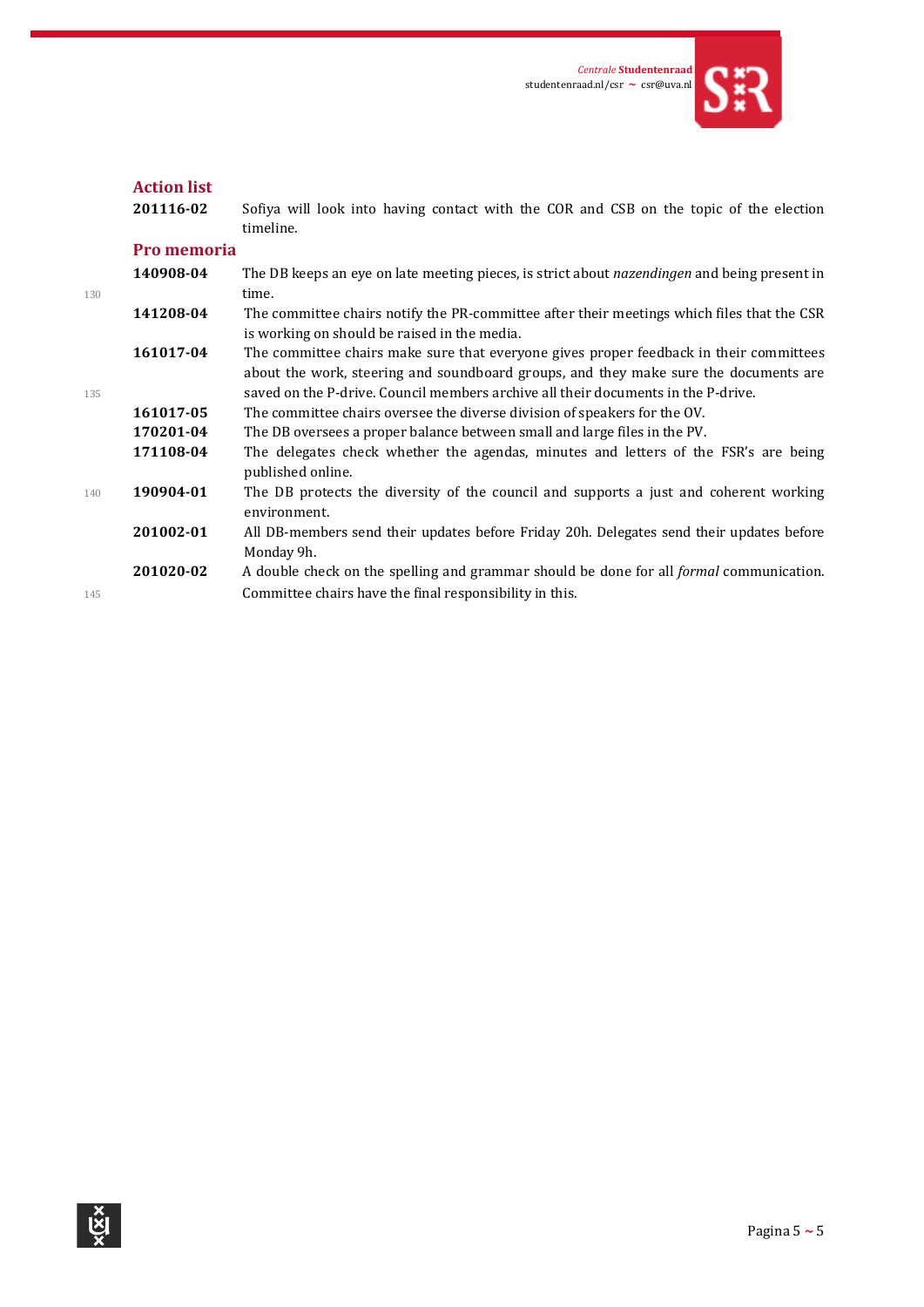## Action list

| | |
|---|---|
| **201116-02** | Sofiya will look into having contact with the COR and CSB on the topic of the election timeline. |

## Pro memoria

| | |
|---|---|
| **140908-04** | The DB keeps an eye on late meeting pieces, is strict about *nazendingen* and being present in time. |
| **141208-04** | The committee chairs notify the PR-committee after their meetings which files that the CSR is working on should be raised in the media. |
| **161017-04** | The committee chairs make sure that everyone gives proper feedback in their committees about the work, steering and soundboard groups, and they make sure the documents are saved on the P-drive. Council members archive all their documents in the P-drive. |
| **161017-05** | The committee chairs oversee the diverse division of speakers for the OV. |
| **170201-04** | The DB oversees a proper balance between small and large files in the PV. |
| **171108-04** | The delegates check whether the agendas, minutes and letters of the FSR's are being published online. |
| **190904-01** | The DB protects the diversity of the council and supports a just and coherent working environment. |
| **201002-01** | All DB-members send their updates before Friday 20h. Delegates send their updates before Monday 9h. |
| **201020-02** | A double check on the spelling and grammar should be done for all *formal* communication. Committee chairs have the final responsibility in this. |